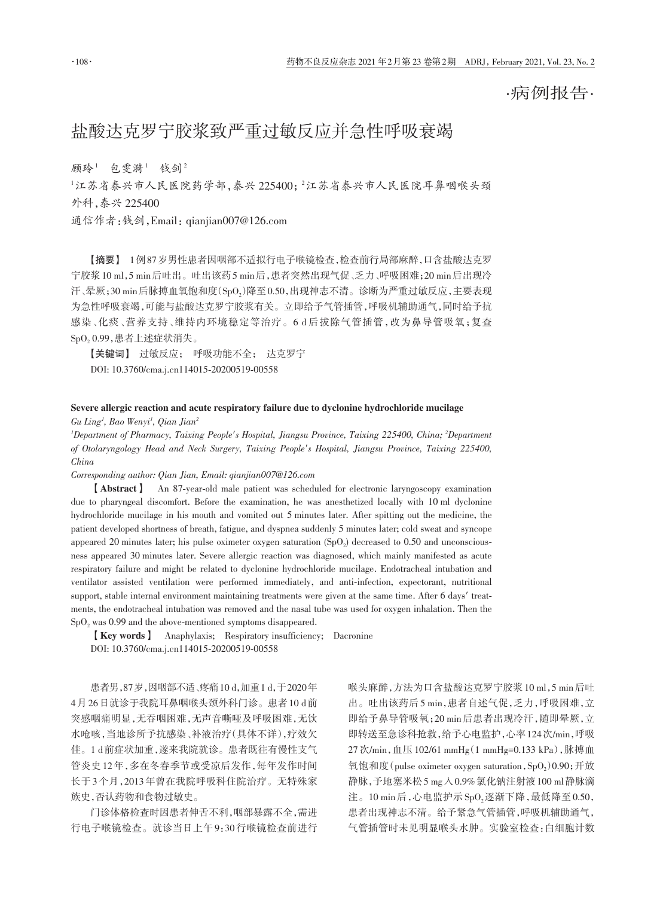·病例报告·

# 盐酸达克罗宁胶浆致严重过敏反应并急性呼吸衰竭

顾玲[1]　包雯漪[1]　钱剑[2]

[1]江苏省泰兴市人民医院药学部，泰兴 225400；[2]江苏省泰兴市人民医院耳鼻咽喉头颈外科，泰兴 225400

通信作者：钱剑，Email：qianjian007@126.com

**【摘要】** 1例87岁男性患者因咽部不适拟行电子喉镜检查，检查前行局部麻醉，口含盐酸达克罗宁胶浆10 ml，5 min后吐出。吐出该药5 min后，患者突然出现气促、乏力、呼吸困难；20 min后出现冷汗、晕厥；30 min后脉搏血氧饱和度($SpO_2$)降至0.50，出现神志不清。诊断为严重过敏反应，主要表现为急性呼吸衰竭，可能与盐酸达克罗宁胶浆有关。立即给予气管插管，呼吸机辅助通气，同时给予抗感染、化痰、营养支持、维持内环境稳定等治疗。6 d后拔除气管插管，改为鼻导管吸氧；复查$SpO_2$ 0.99，患者上述症状消失。

**【关键词】** 过敏反应；　呼吸功能不全；　达克罗宁

DOI: 10.3760/cma.j.cn114015-20200519-00558

**Severe allergic reaction and acute respiratory failure due to dyclonine hydrochloride mucilage**

*Gu Ling[1], Bao Wenyi[1], Qian Jian[2]*

*[1]Department of Pharmacy, Taixing People's Hospital, Jiangsu Province, Taixing 225400, China; [2]Department of Otolaryngology Head and Neck Surgery, Taixing People's Hospital, Jiangsu Province, Taixing 225400, China*

*Corresponding author: Qian Jian, Email: qianjian007@126.com*

**【Abstract】** An 87-year-old male patient was scheduled for electronic laryngoscopy examination due to pharyngeal discomfort. Before the examination, he was anesthetized locally with 10 ml dyclonine hydrochloride mucilage in his mouth and vomited out 5 minutes later. After spitting out the medicine, the patient developed shortness of breath, fatigue, and dyspnea suddenly 5 minutes later; cold sweat and syncope appeared 20 minutes later; his pulse oximeter oxygen saturation ($SpO_2$) decreased to 0.50 and unconsciousness appeared 30 minutes later. Severe allergic reaction was diagnosed, which mainly manifested as acute respiratory failure and might be related to dyclonine hydrochloride mucilage. Endotracheal intubation and ventilator assisted ventilation were performed immediately, and anti-infection, expectorant, nutritional support, stable internal environment maintaining treatments were given at the same time. After 6 days' treatments, the endotracheal intubation was removed and the nasal tube was used for oxygen inhalation. Then the $SpO_2$ was 0.99 and the above-mentioned symptoms disappeared.

**【Key words】** Anaphylaxis;　Respiratory insufficiency;　Dacronine

DOI: 10.3760/cma.j.cn114015-20200519-00558

患者男，87岁，因咽部不适、疼痛10 d，加重1 d，于2020年4月26日就诊于我院耳鼻咽喉头颈外科门诊。患者10 d前突感咽痛明显，无吞咽困难，无声音嘶哑及呼吸困难，无饮水呛咳，当地诊所予抗感染、补液治疗（具体不详），疗效欠佳。1 d前症状加重，遂来我院就诊。患者既往有慢性支气管炎史12年，多在冬春季节或受凉后发作，每年发作时间长于3个月，2013年曾在我院呼吸科住院治疗。无特殊家族史，否认药物和食物过敏史。

门诊体格检查时因患者伸舌不利，咽部暴露不全，需进行电子喉镜检查。就诊当日上午9:30行喉镜检查前进行喉头麻醉，方法为口含盐酸达克罗宁胶浆10 ml，5 min后吐出。吐出该药后5 min，患者自述气促，乏力，呼吸困难，立即给予鼻导管吸氧；20 min后患者出现冷汗，随即晕厥，立即转送至急诊科抢救，给予心电监护，心率124次/min，呼吸27次/min，血压102/61 mmHg（1 mmHg=0.133 kPa），脉搏血氧饱和度(pulse oximeter oxygen saturation，$SpO_2$)0.90；开放静脉，予地塞米松5 mg入0.9%氯化钠注射液100 ml静脉滴注。10 min后，心电监护示$SpO_2$逐渐下降，最低降至0.50，患者出现神志不清。给予紧急气管插管，呼吸机辅助通气，气管插管时未见明显喉头水肿。实验室检查：白细胞计数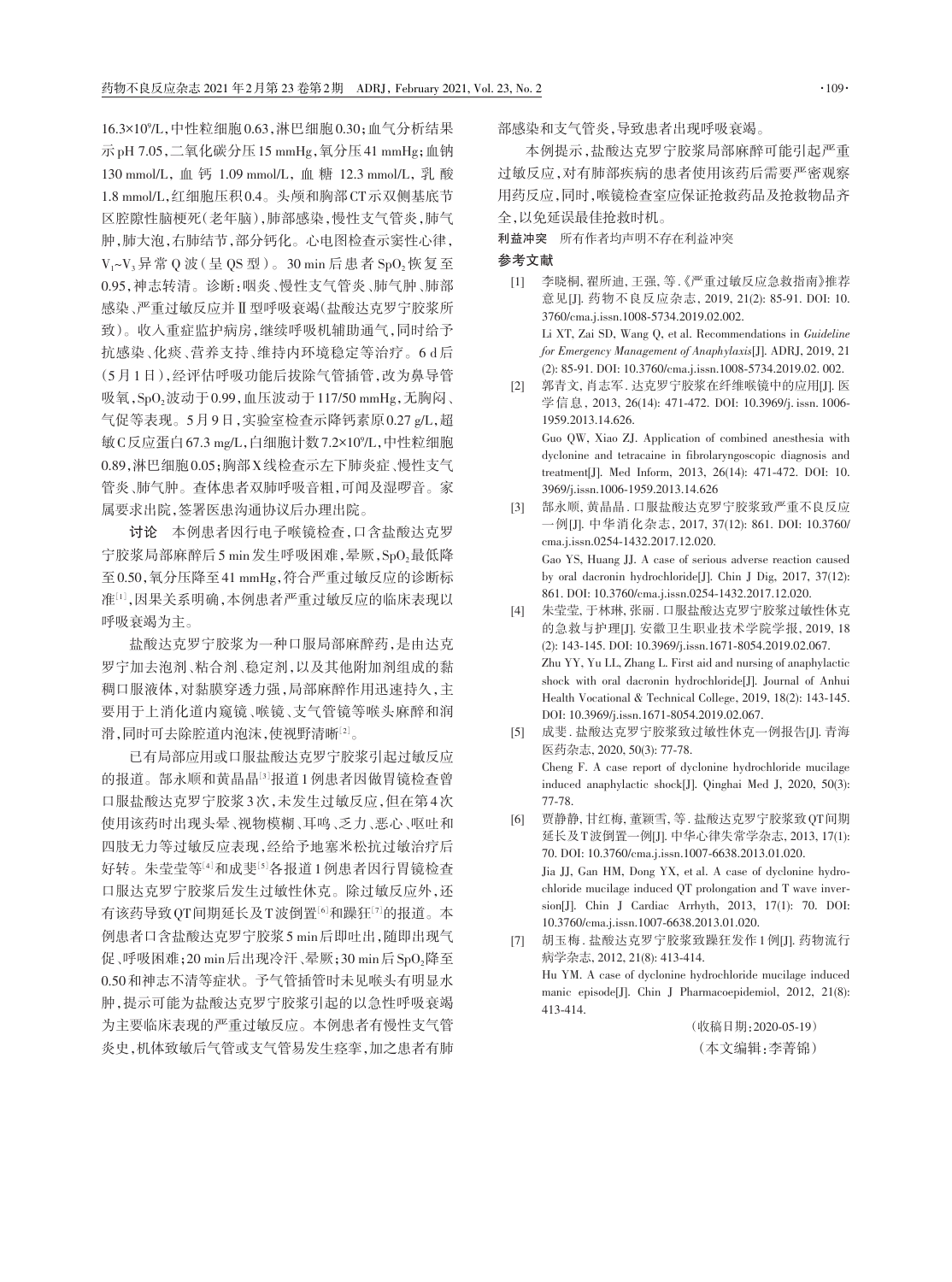$16.3×10^9$/L，中性粒细胞0.63，淋巴细胞0.30；血气分析结果示pH 7.05，二氧化碳分压15 mmHg，氧分压41 mmHg；血钠130 mmol/L，血钙1.09 mmol/L，血糖12.3 mmol/L，乳酸1.8 mmol/L，红细胞压积0.4。头颅和胸部CT示双侧基底节区腔隙性脑梗死（老年脑），肺部感染，慢性支气管炎，肺气肿，肺大泡，右肺结节，部分钙化。心电图检查示窦性心律，$V_1$~$V_3$异常Q波（呈QS型）。30 min后患者$SpO_2$恢复至0.95，神志转清。诊断：咽炎、慢性支气管炎、肺气肿、肺部感染、严重过敏反应并Ⅱ型呼吸衰竭（盐酸达克罗宁胶浆所致）。收入重症监护病房，继续呼吸机辅助通气，同时给予抗感染、化痰、营养支持、维持内环境稳定等治疗。6 d后（5月1日），经评估呼吸功能后拔除气管插管，改为鼻导管吸氧，$SpO_2$波动于0.99，血压波动于117/50 mmHg，无胸闷、气促等表现。5月9日，实验室检查示降钙素原0.27 g/L，超敏C反应蛋白67.3 mg/L，白细胞计数$7.2×10^9$/L，中性粒细胞0.89，淋巴细胞0.05；胸部X线检查示左下肺炎症、慢性支气管炎、肺气肿。查体患者双肺呼吸音粗，可闻及湿啰音。家属要求出院，签署医患沟通协议后办理出院。

**讨论** 本例患者因行电子喉镜检查，口含盐酸达克罗宁胶浆局部麻醉后5 min发生呼吸困难，晕厥，$SpO_2$最低降至0.50，氧分压降至41 mmHg，符合严重过敏反应的诊断标准[1]，因果关系明确，本例患者严重过敏反应的临床表现以呼吸衰竭为主。

盐酸达克罗宁胶浆为一种口服局部麻醉药，是由达克罗宁加去泡剂、粘合剂、稳定剂，以及其他附加剂组成的黏稠口服液体，对黏膜穿透力强，局部麻醉作用迅速持久，主要用于上消化道内窥镜、喉镜、支气管镜等喉头麻醉和润滑，同时可去除腔道内泡沫，使视野清晰[2]。

已有局部应用或口服盐酸达克罗宁胶浆引起过敏反应的报道。郜永顺和黄晶晶[3]报道1例患者因做胃镜检查曾口服盐酸达克罗宁胶浆3次，未发生过敏反应，但在第4次使用该药时出现头晕、视物模糊、耳鸣、乏力、恶心、呕吐和四肢无力等过敏反应表现，经给予地塞米松抗过敏治疗后好转。朱莹莹等[4]和成斐[5]各报道1例患者因行胃镜检查口服达克罗宁胶浆后发生过敏性休克。除过敏反应外，还有该药导致QT间期延长及T波倒置[6]和躁狂[7]的报道。本例患者口含盐酸达克罗宁胶浆5 min后即吐出，随即出现气促、呼吸困难；20 min后出现冷汗、晕厥；30 min后$SpO_2$降至0.50和神志不清等症状。予气管插管时未见喉头有明显水肿，提示可能为盐酸达克罗宁胶浆引起的以急性呼吸衰竭为主要临床表现的严重过敏反应。本例患者有慢性支气管炎史，机体致敏后气管或支气管易发生痉挛，加之患者有肺部感染和支气管炎，导致患者出现呼吸衰竭。

本例提示，盐酸达克罗宁胶浆局部麻醉可能引起严重过敏反应，对有肺部疾病的患者使用该药后需要严密观察用药反应，同时，喉镜检查室应保证抢救药品及抢救物品齐全，以免延误最佳抢救时机。

**利益冲突** 所有作者均声明不存在利益冲突

## 参考文献

[1] 李晓桐，翟所迪，王强，等.《严重过敏反应急救指南》推荐意见[J]. 药物不良反应杂志，2019，21(2): 85-91. DOI: 10.3760/cma.j.issn.1008-5734.2019.02.002.
Li XT, Zai SD, Wang Q, et al. Recommendations in *Guideline for Emergency Management of Anaphylaxis*[J]. ADRJ, 2019, 21(2): 85-91. DOI: 10.3760/cma.j.issn.1008-5734.2019.02. 002.

[2] 郭青文，肖志军. 达克罗宁胶浆在纤维喉镜中的应用[J]. 医学信息，2013，26(14): 471-472. DOI: 10.3969/j. issn. 1006-1959.2013.14.626.
Guo QW, Xiao ZJ. Application of combined anesthesia with dyclonine and tetracaine in fibrolaryngoscopic diagnosis and treatment[J]. Med Inform, 2013, 26(14): 471-472. DOI: 10.3969/j.issn.1006-1959.2013.14.626

[3] 郜永顺，黄晶晶. 口服盐酸达克罗宁胶浆致严重不良反应一例[J]. 中华消化杂志，2017，37(12): 861. DOI: 10.3760/cma.j.issn.0254-1432.2017.12.020.
Gao YS, Huang JJ. A case of serious adverse reaction caused by oral dacronin hydrochloride[J]. Chin J Dig, 2017, 37(12): 861. DOI: 10.3760/cma.j.issn.0254-1432.2017.12.020.

[4] 朱莹莹，于林琳，张丽. 口服盐酸达克罗宁胶浆过敏性休克的急救与护理[J]. 安徽卫生职业技术学院学报，2019，18(2): 143-145. DOI: 10.3969/j.issn.1671-8054.2019.02.067.
Zhu YY, Yu LL, Zhang L. First aid and nursing of anaphylactic shock with oral dacronin hydrochloride[J]. Journal of Anhui Health Vocational & Technical College, 2019, 18(2): 143-145. DOI: 10.3969/j.issn.1671-8054.2019.02.067.

[5] 成斐. 盐酸达克罗宁胶浆致过敏性休克一例报告[J]. 青海医药杂志，2020，50(3): 77-78.
Cheng F. A case report of dyclonine hydrochloride mucilage induced anaphylactic shock[J]. Qinghai Med J, 2020, 50(3): 77-78.

[6] 贾静静，甘红梅，董颖雪，等. 盐酸达克罗宁胶浆致QT间期延长及T波倒置一例[J]. 中华心律失常学杂志，2013，17(1): 70. DOI: 10.3760/cma.j.issn.1007-6638.2013.01.020.
Jia JJ, Gan HM, Dong YX, et al. A case of dyclonine hydrochloride mucilage induced QT prolongation and T wave inversion[J]. Chin J Cardiac Arrhyth, 2013, 17(1): 70. DOI: 10.3760/cma.j.issn.1007-6638.2013.01.020.

[7] 胡玉梅. 盐酸达克罗宁胶浆致躁狂发作1例[J]. 药物流行病学杂志，2012，21(8): 413-414.
Hu YM. A case of dyclonine hydrochloride mucilage induced manic episode[J]. Chin J Pharmacoepidemiol, 2012, 21(8): 413-414.

（收稿日期：2020-05-19）

（本文编辑：李菁锦）